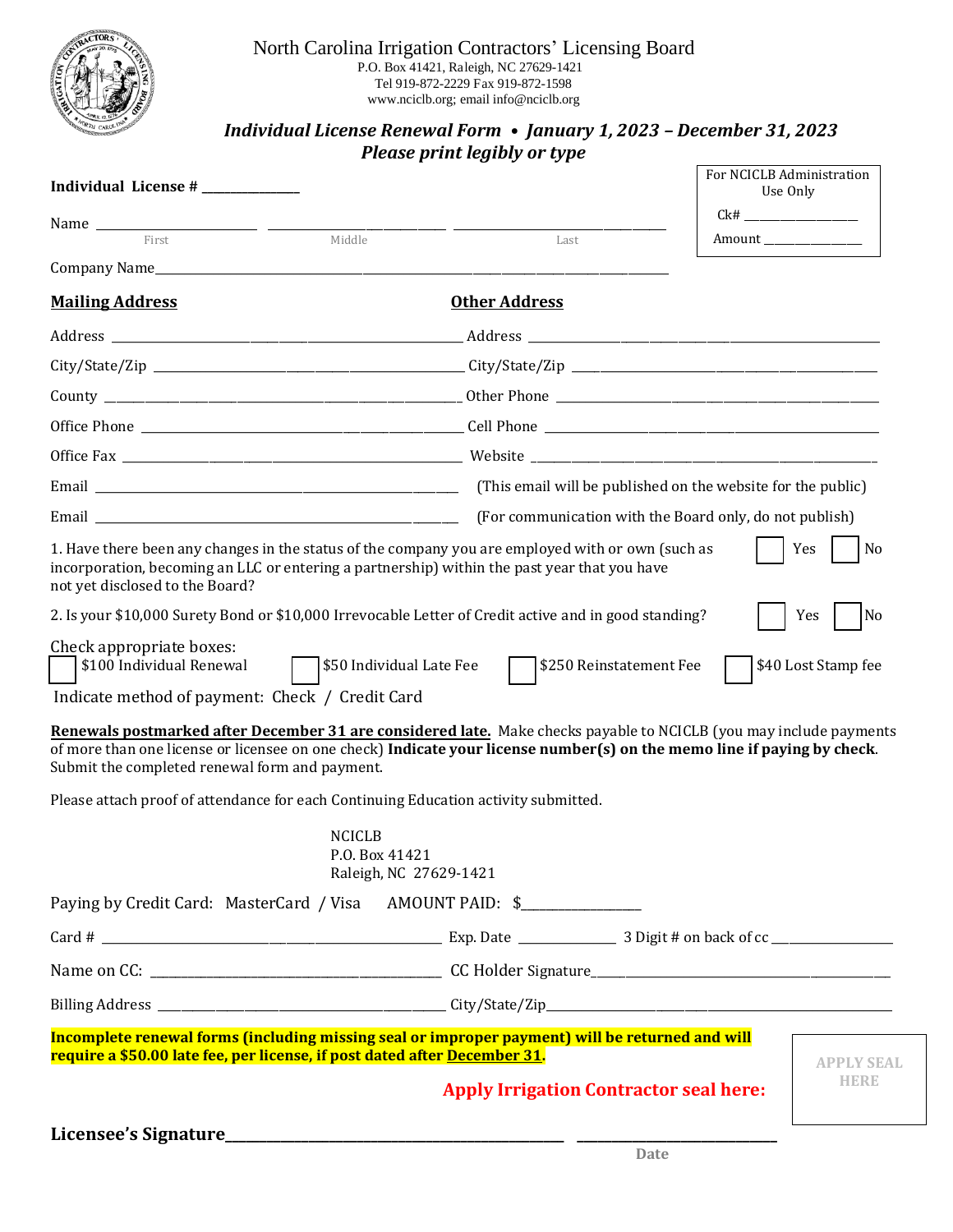# North Carolina Irrigation Contractors' Licensing Board

P.O. Box 41421, Raleigh, NC 27629-1421
Tel 919-872-2229 Fax 919-872-1598
www.nciclb.org; email info@nciclb.org

## *Individual License Renewal Form • January 1, 2023 – December 31, 2023*

***Please print legibly or type***

| For NCICLB Administration Use Only |
|---|
| Ck# ______________ |
| Amount ______________ |

**Individual License #** _____________

Name ____________________ ____________________ ____________________
First Middle Last

Company Name____________________________________________

**Mailing Address**

Address ____________________________________________

City/State/Zip ____________________________________________

County ____________________________________________

Office Phone ____________________________________________

Office Fax ____________________________________________

**Other Address**

Address ____________________________________________

City/State/Zip ____________________________________________

Other Phone ____________________________________________

Cell Phone ____________________________________________

Website ____________________________________________

Email ____________________________________________ (This email will be published on the website for the public)

Email ____________________________________________ (For communication with the Board only, do not publish)

1. Have there been any changes in the status of the company you are employed with or own (such as incorporation, becoming an LLC or entering a partnership) within the past year that you have not yet disclosed to the Board? ☐ Yes ☐ No

2. Is your $10,000 Surety Bond or $10,000 Irrevocable Letter of Credit active and in good standing? ☐ Yes ☐ No

Check appropriate boxes:

☐ $100 Individual Renewal ☐ $50 Individual Late Fee ☐ $250 Reinstatement Fee ☐ $40 Lost Stamp fee

Indicate method of payment: Check / Credit Card

**Renewals postmarked after December 31 are considered late.** Make checks payable to NCICLB (you may include payments of more than one license or licensee on one check) **Indicate your license number(s) on the memo line if paying by check**. Submit the completed renewal form and payment.

Please attach proof of attendance for each Continuing Education activity submitted.

NCICLB
P.O. Box 41421
Raleigh, NC 27629-1421

Paying by Credit Card: MasterCard / Visa AMOUNT PAID: $______________

Card # ______________________________ Exp. Date __________ 3 Digit # on back of cc ______________

Name on CC: ______________________________ CC Holder Signature______________________________

Billing Address ______________________________ City/State/Zip______________________________

**Incomplete renewal forms (including missing seal or improper payment) will be returned and will require a $50.00 late fee, per license, if post dated after December 31.**

**Apply Irrigation Contractor seal here:** APPLY SEAL HERE

**Licensee's Signature**______________________________ ____________________
Date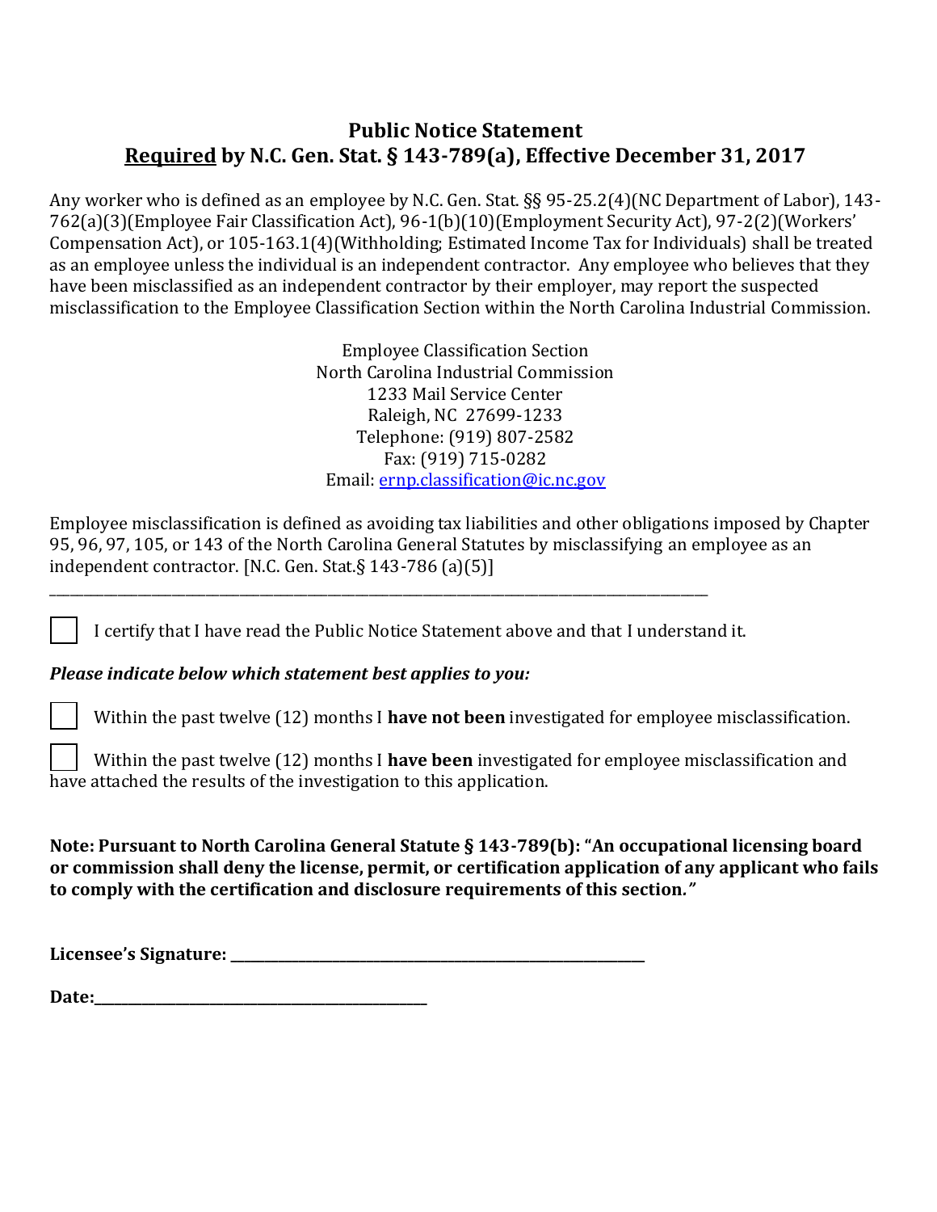# Public Notice Statement

## <u>Required</u> by N.C. Gen. Stat. § 143-789(a), Effective December 31, 2017

Any worker who is defined as an employee by N.C. Gen. Stat. §§ 95-25.2(4)(NC Department of Labor), 143-762(a)(3)(Employee Fair Classification Act), 96-1(b)(10)(Employment Security Act), 97-2(2)(Workers' Compensation Act), or 105-163.1(4)(Withholding; Estimated Income Tax for Individuals) shall be treated as an employee unless the individual is an independent contractor. Any employee who believes that they have been misclassified as an independent contractor by their employer, may report the suspected misclassification to the Employee Classification Section within the North Carolina Industrial Commission.

Employee Classification Section
North Carolina Industrial Commission
1233 Mail Service Center
Raleigh, NC 27699-1233
Telephone: (919) 807-2582
Fax: (919) 715-0282
Email: ernp.classification@ic.nc.gov

Employee misclassification is defined as avoiding tax liabilities and other obligations imposed by Chapter 95, 96, 97, 105, or 143 of the North Carolina General Statutes by misclassifying an employee as an independent contractor. [N.C. Gen. Stat.§ 143-786 (a)(5)]

---

☐ I certify that I have read the Public Notice Statement above and that I understand it.

***Please indicate below which statement best applies to you:***

☐ Within the past twelve (12) months I **have not been** investigated for employee misclassification.

☐ Within the past twelve (12) months I **have been** investigated for employee misclassification and have attached the results of the investigation to this application.

**Note: Pursuant to North Carolina General Statute § 143-789(b): "An occupational licensing board or commission shall deny the license, permit, or certification application of any applicant who fails to comply with the certification and disclosure requirements of this section."**

**Licensee's Signature:** ______________________________

**Date:**______________________________